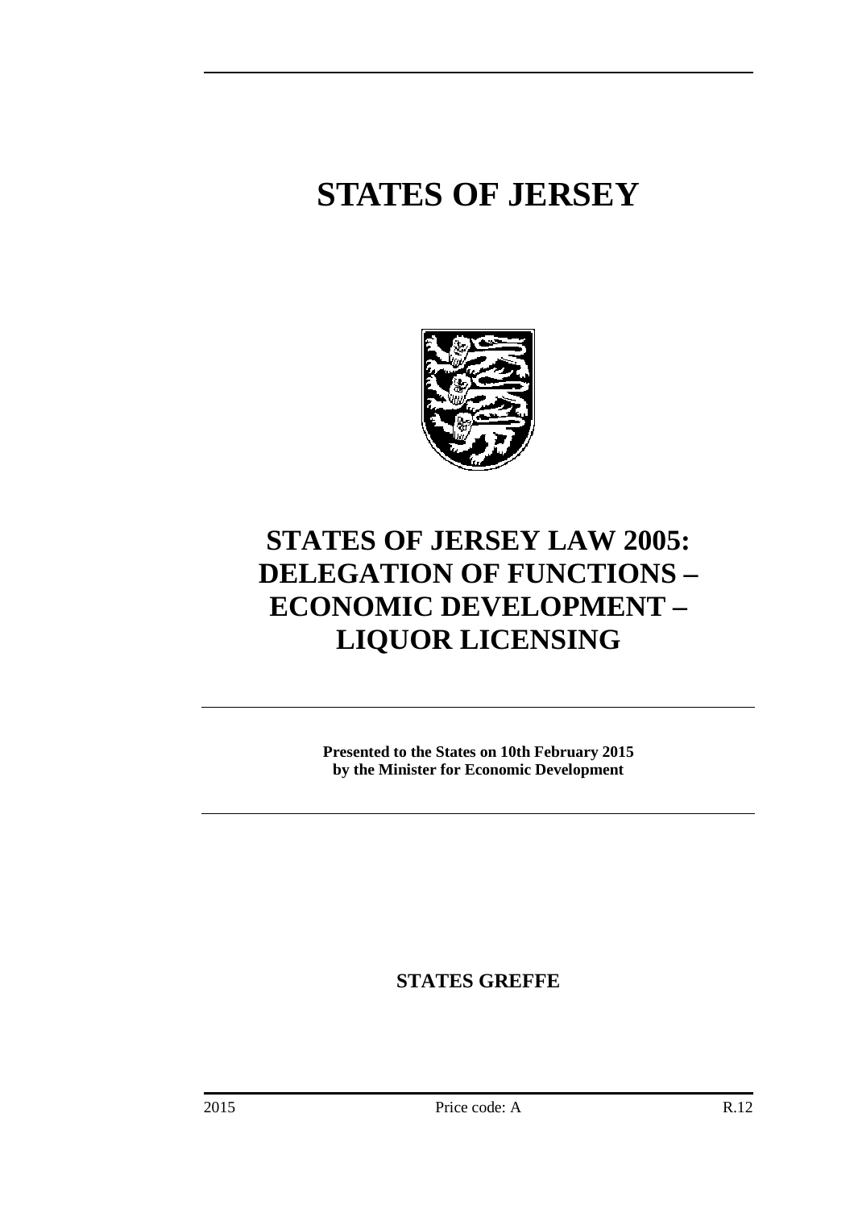# STATES OF JERSEY

# STATES OF JERSEY LAW 2005: DELEGATION OF FUNCTIONS – ECONOMIC DEVELOPMENT – LIQUOR LICENSING

**Presented to the States on 10th February 2015 by the Minister for Economic Development**

**STATES GREFFE**

2015 Price code: A R.12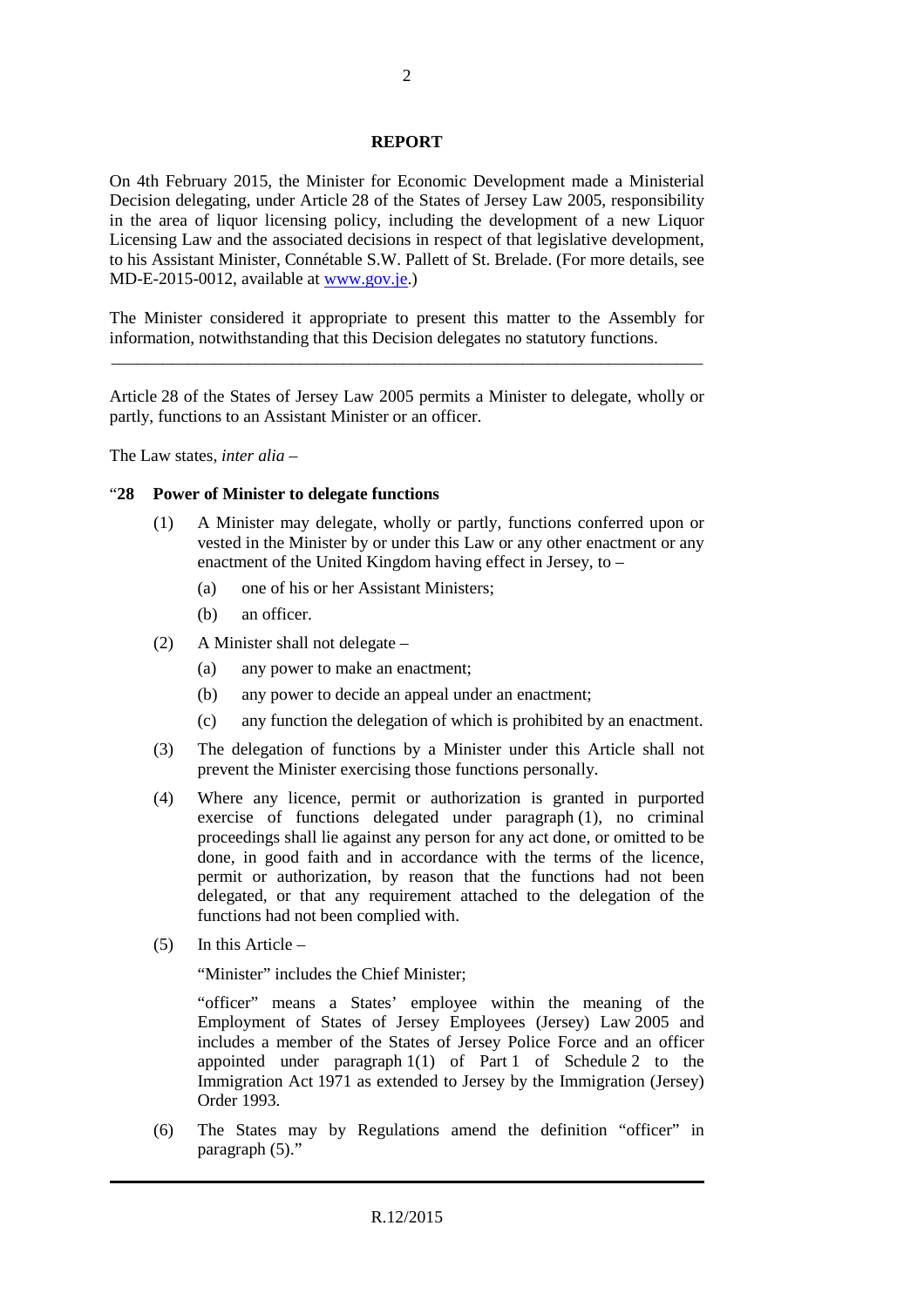## REPORT

On 4th February 2015, the Minister for Economic Development made a Ministerial Decision delegating, under Article 28 of the States of Jersey Law 2005, responsibility in the area of liquor licensing policy, including the development of a new Liquor Licensing Law and the associated decisions in respect of that legislative development, to his Assistant Minister, Connétable S.W. Pallett of St. Brelade. (For more details, see MD-E-2015-0012, available at www.gov.je.)

The Minister considered it appropriate to present this matter to the Assembly for information, notwithstanding that this Decision delegates no statutory functions.

---

Article 28 of the States of Jersey Law 2005 permits a Minister to delegate, wholly or partly, functions to an Assistant Minister or an officer.

The Law states, *inter alia* –

"**28 Power of Minister to delegate functions**

(1) A Minister may delegate, wholly or partly, functions conferred upon or vested in the Minister by or under this Law or any other enactment or any enactment of the United Kingdom having effect in Jersey, to –

(a) one of his or her Assistant Ministers;

(b) an officer.

(2) A Minister shall not delegate –

(a) any power to make an enactment;

(b) any power to decide an appeal under an enactment;

(c) any function the delegation of which is prohibited by an enactment.

(3) The delegation of functions by a Minister under this Article shall not prevent the Minister exercising those functions personally.

(4) Where any licence, permit or authorization is granted in purported exercise of functions delegated under paragraph (1), no criminal proceedings shall lie against any person for any act done, or omitted to be done, in good faith and in accordance with the terms of the licence, permit or authorization, by reason that the functions had not been delegated, or that any requirement attached to the delegation of the functions had not been complied with.

(5) In this Article –

"Minister" includes the Chief Minister;

"officer" means a States' employee within the meaning of the Employment of States of Jersey Employees (Jersey) Law 2005 and includes a member of the States of Jersey Police Force and an officer appointed under paragraph 1(1) of Part 1 of Schedule 2 to the Immigration Act 1971 as extended to Jersey by the Immigration (Jersey) Order 1993.

(6) The States may by Regulations amend the definition "officer" in paragraph (5)."

R.12/2015